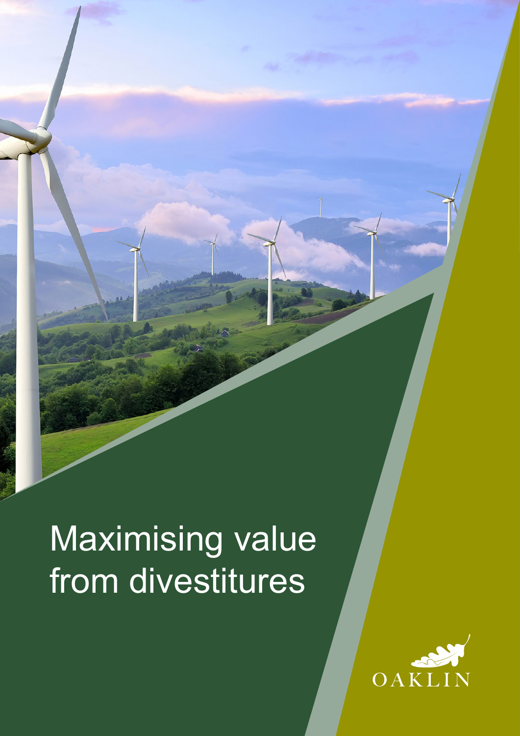# Maximising value from divestitures

OAKLIN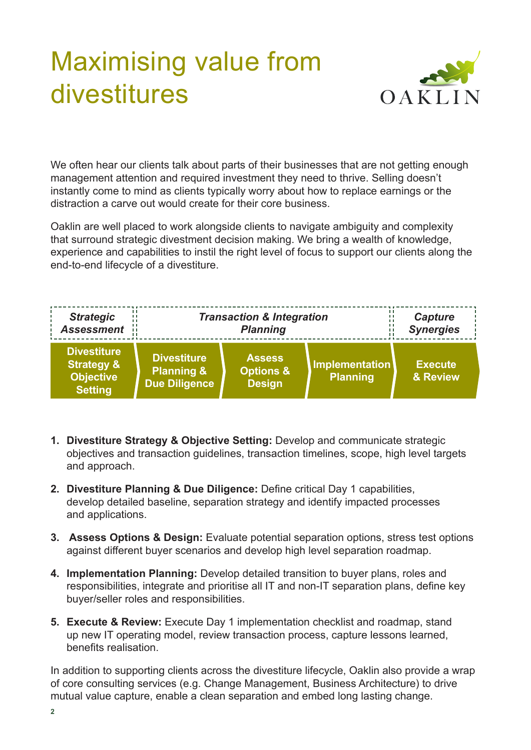# Maximising value from divestitures

OAKLIN

We often hear our clients talk about parts of their businesses that are not getting enough management attention and required investment they need to thrive. Selling doesn't instantly come to mind as clients typically worry about how to replace earnings or the distraction a carve out would create for their core business.

Oaklin are well placed to work alongside clients to navigate ambiguity and complexity that surround strategic divestment decision making. We bring a wealth of knowledge, experience and capabilities to instil the right level of focus to support our clients along the end-to-end lifecycle of a divestiture.

*Strategic Assessment*

Divestiture Strategy & Objective Setting

*Transaction & Integration Planning*

Divestiture Planning & Due Diligence

Assess Options & Design

Implementation Planning

*Capture Synergies*

Execute & Review

1. **Divestiture Strategy & Objective Setting:** Develop and communicate strategic objectives and transaction guidelines, transaction timelines, scope, high level targets and approach.
2. **Divestiture Planning & Due Diligence:** Define critical Day 1 capabilities, develop detailed baseline, separation strategy and identify impacted processes and applications.
3. **Assess Options & Design:** Evaluate potential separation options, stress test options against different buyer scenarios and develop high level separation roadmap.
4. **Implementation Planning:** Develop detailed transition to buyer plans, roles and responsibilities, integrate and prioritise all IT and non-IT separation plans, define key buyer/seller roles and responsibilities.
5. **Execute & Review:** Execute Day 1 implementation checklist and roadmap, stand up new IT operating model, review transaction process, capture lessons learned, benefits realisation.

In addition to supporting clients across the divestiture lifecycle, Oaklin also provide a wrap of core consulting services (e.g. Change Management, Business Architecture) to drive mutual value capture, enable a clean separation and embed long lasting change.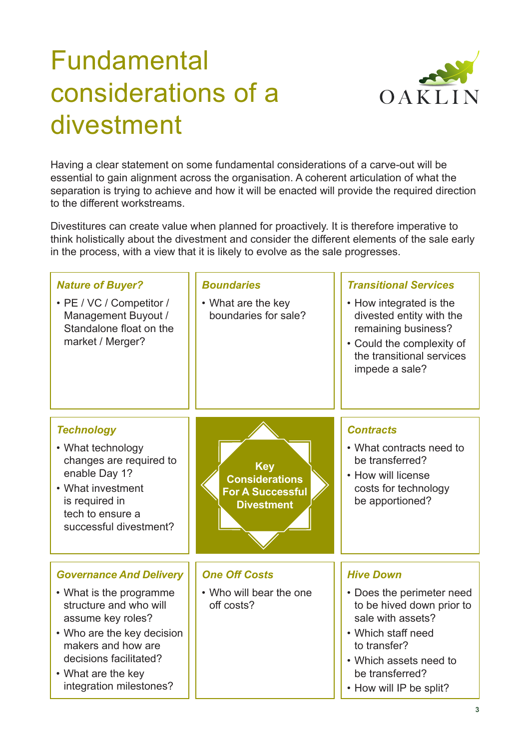# Fundamental considerations of a divestment

OAKLIN

Having a clear statement on some fundamental considerations of a carve-out will be essential to gain alignment across the organisation. A coherent articulation of what the separation is trying to achieve and how it will be enacted will provide the required direction to the different workstreams.

Divestitures can create value when planned for proactively. It is therefore imperative to think holistically about the divestment and consider the different elements of the sale early in the process, with a view that it is likely to evolve as the sale progresses.

**Key Considerations For A Successful Divestment**

### *Nature of Buyer?*

- PE / VC / Competitor / Management Buyout / Standalone float on the market / Merger?

### *Boundaries*

- What are the key boundaries for sale?

### *Transitional Services*

- How integrated is the divested entity with the remaining business?
- Could the complexity of the transitional services impede a sale?

### *Technology*

- What technology changes are required to enable Day 1?
- What investment is required in tech to ensure a successful divestment?

### *Contracts*

- What contracts need to be transferred?
- How will license costs for technology be apportioned?

### *Governance And Delivery*

- What is the programme structure and who will assume key roles?
- Who are the key decision makers and how are decisions facilitated?
- What are the key integration milestones?

### *One Off Costs*

- Who will bear the one off costs?

### *Hive Down*

- Does the perimeter need to be hived down prior to sale with assets?
- Which staff need to transfer?
- Which assets need to be transferred?
- How will IP be split?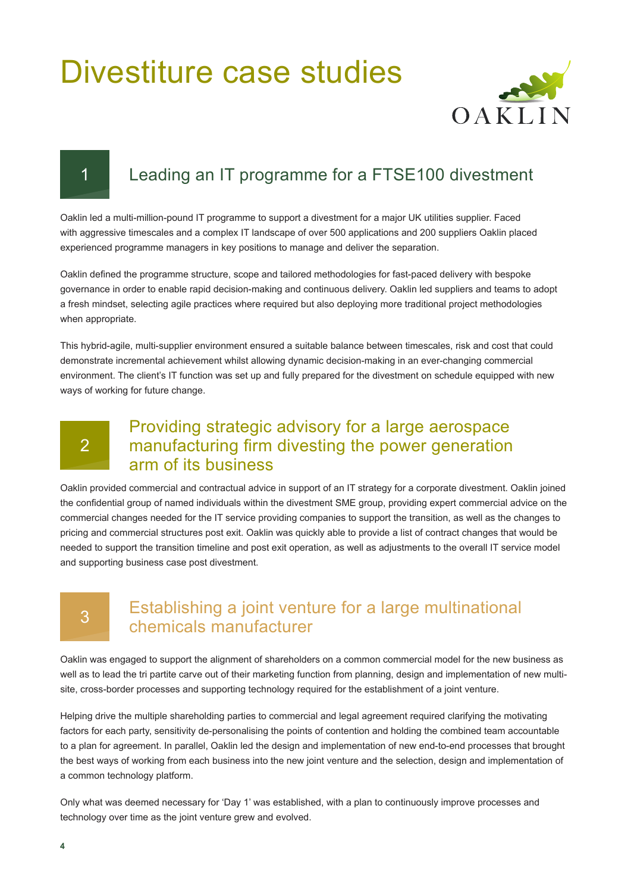# Divestiture case studies

OAKLIN

## 1 Leading an IT programme for a FTSE100 divestment

Oaklin led a multi-million-pound IT programme to support a divestment for a major UK utilities supplier. Faced with aggressive timescales and a complex IT landscape of over 500 applications and 200 suppliers Oaklin placed experienced programme managers in key positions to manage and deliver the separation.

Oaklin defined the programme structure, scope and tailored methodologies for fast-paced delivery with bespoke governance in order to enable rapid decision-making and continuous delivery. Oaklin led suppliers and teams to adopt a fresh mindset, selecting agile practices where required but also deploying more traditional project methodologies when appropriate.

This hybrid-agile, multi-supplier environment ensured a suitable balance between timescales, risk and cost that could demonstrate incremental achievement whilst allowing dynamic decision-making in an ever-changing commercial environment. The client's IT function was set up and fully prepared for the divestment on schedule equipped with new ways of working for future change.

## 2 Providing strategic advisory for a large aerospace manufacturing firm divesting the power generation arm of its business

Oaklin provided commercial and contractual advice in support of an IT strategy for a corporate divestment. Oaklin joined the confidential group of named individuals within the divestment SME group, providing expert commercial advice on the commercial changes needed for the IT service providing companies to support the transition, as well as the changes to pricing and commercial structures post exit. Oaklin was quickly able to provide a list of contract changes that would be needed to support the transition timeline and post exit operation, as well as adjustments to the overall IT service model and supporting business case post divestment.

## 3 Establishing a joint venture for a large multinational chemicals manufacturer

Oaklin was engaged to support the alignment of shareholders on a common commercial model for the new business as well as to lead the tri partite carve out of their marketing function from planning, design and implementation of new multi-site, cross-border processes and supporting technology required for the establishment of a joint venture.

Helping drive the multiple shareholding parties to commercial and legal agreement required clarifying the motivating factors for each party, sensitivity de-personalising the points of contention and holding the combined team accountable to a plan for agreement. In parallel, Oaklin led the design and implementation of new end-to-end processes that brought the best ways of working from each business into the new joint venture and the selection, design and implementation of a common technology platform.

Only what was deemed necessary for 'Day 1' was established, with a plan to continuously improve processes and technology over time as the joint venture grew and evolved.